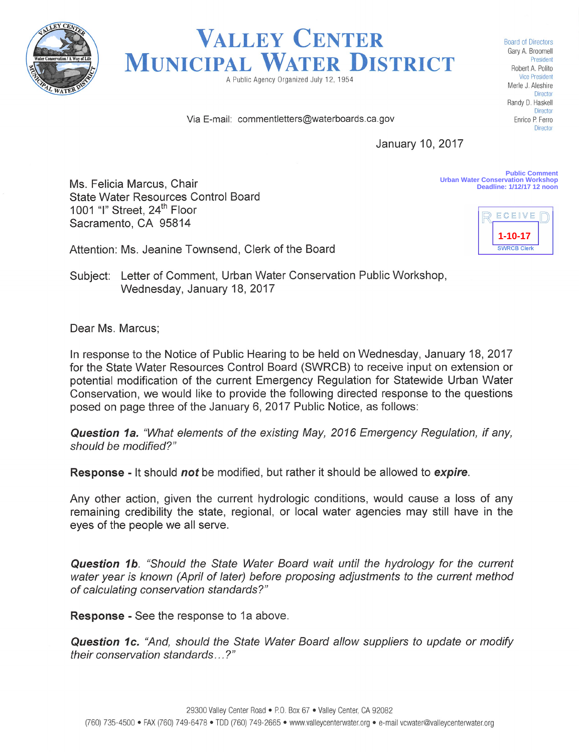# VALLEY CENTER MUNICIPAL WATER DISTRICT

A Public Agency Organized July 12, 1954

Board of Directors
Gary A. Broomell
President
Robert A. Polito
Vice President
Merle J. Aleshire
Director
Randy D. Haskell
Director
Enrico P. Ferro
Director

Via E-mail: commentletters@waterboards.ca.gov

January 10, 2017

**Public Comment**
**Urban Water Conservation Workshop**
**Deadline: 1/12/17 12 noon**

RECEIVED
1-10-17
SWRCB Clerk

Ms. Felicia Marcus, Chair
State Water Resources Control Board
1001 "I" Street, 24th Floor
Sacramento, CA 95814

Attention: Ms. Jeanine Townsend, Clerk of the Board

Subject: Letter of Comment, Urban Water Conservation Public Workshop, Wednesday, January 18, 2017

Dear Ms. Marcus;

In response to the Notice of Public Hearing to be held on Wednesday, January 18, 2017 for the State Water Resources Control Board (SWRCB) to receive input on extension or potential modification of the current Emergency Regulation for Statewide Urban Water Conservation, we would like to provide the following directed response to the questions posed on page three of the January 6, 2017 Public Notice, as follows:

***Question 1a.*** *"What elements of the existing May, 2016 Emergency Regulation, if any, should be modified?"*

**Response -** It should ***not*** be modified, but rather it should be allowed to ***expire***.

Any other action, given the current hydrologic conditions, would cause a loss of any remaining credibility the state, regional, or local water agencies may still have in the eyes of the people we all serve.

***Question 1b***. *"Should the State Water Board wait until the hydrology for the current water year is known (April of later) before proposing adjustments to the current method of calculating conservation standards?"*

**Response -** See the response to 1a above.

***Question 1c.*** *"And, should the State Water Board allow suppliers to update or modify their conservation standards…?"*

29300 Valley Center Road • P.O. Box 67 • Valley Center, CA 92082
(760) 735-4500 • FAX (760) 749-6478 • TDD (760) 749-2665 • www.valleycenterwater.org • e-mail vcwater@valleycenterwater.org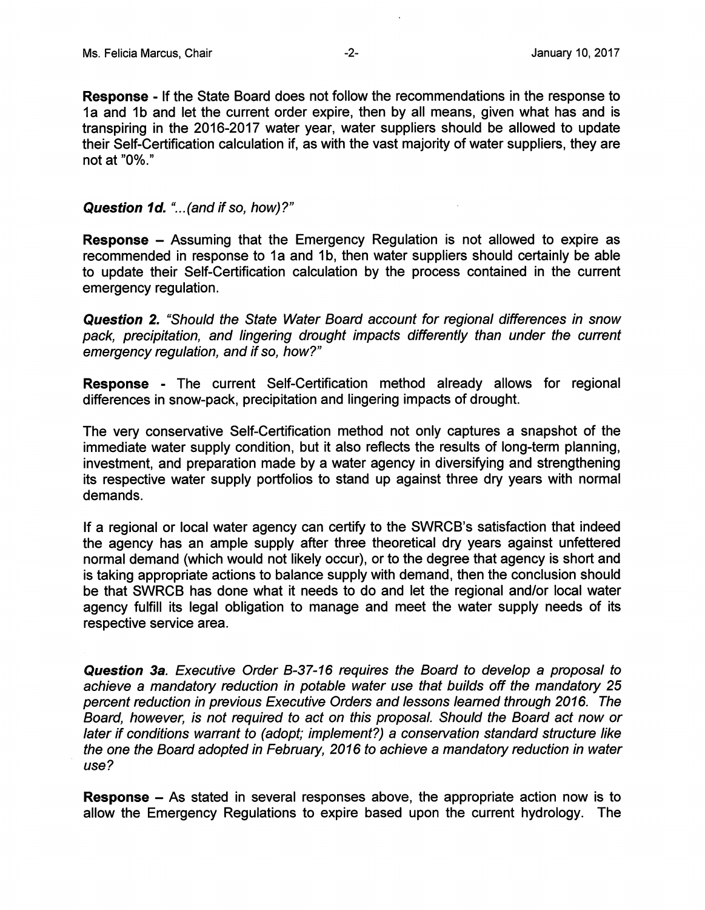**Response** - If the State Board does not follow the recommendations in the response to 1a and 1b and let the current order expire, then by all means, given what has and is transpiring in the 2016-2017 water year, water suppliers should be allowed to update their Self-Certification calculation if, as with the vast majority of water suppliers, they are not at "0%."

***Question 1d.*** *"...(and if so, how)?"*

**Response** – Assuming that the Emergency Regulation is not allowed to expire as recommended in response to 1a and 1b, then water suppliers should certainly be able to update their Self-Certification calculation by the process contained in the current emergency regulation.

***Question 2.*** *"Should the State Water Board account for regional differences in snow pack, precipitation, and lingering drought impacts differently than under the current emergency regulation, and if so, how?"*

**Response** - The current Self-Certification method already allows for regional differences in snow-pack, precipitation and lingering impacts of drought.

The very conservative Self-Certification method not only captures a snapshot of the immediate water supply condition, but it also reflects the results of long-term planning, investment, and preparation made by a water agency in diversifying and strengthening its respective water supply portfolios to stand up against three dry years with normal demands.

If a regional or local water agency can certify to the SWRCB's satisfaction that indeed the agency has an ample supply after three theoretical dry years against unfettered normal demand (which would not likely occur), or to the degree that agency is short and is taking appropriate actions to balance supply with demand, then the conclusion should be that SWRCB has done what it needs to do and let the regional and/or local water agency fulfill its legal obligation to manage and meet the water supply needs of its respective service area.

***Question 3a.*** *Executive Order B-37-16 requires the Board to develop a proposal to achieve a mandatory reduction in potable water use that builds off the mandatory 25 percent reduction in previous Executive Orders and lessons learned through 2016. The Board, however, is not required to act on this proposal. Should the Board act now or later if conditions warrant to (adopt; implement?) a conservation standard structure like the one the Board adopted in February, 2016 to achieve a mandatory reduction in water use?*

**Response** – As stated in several responses above, the appropriate action now is to allow the Emergency Regulations to expire based upon the current hydrology. The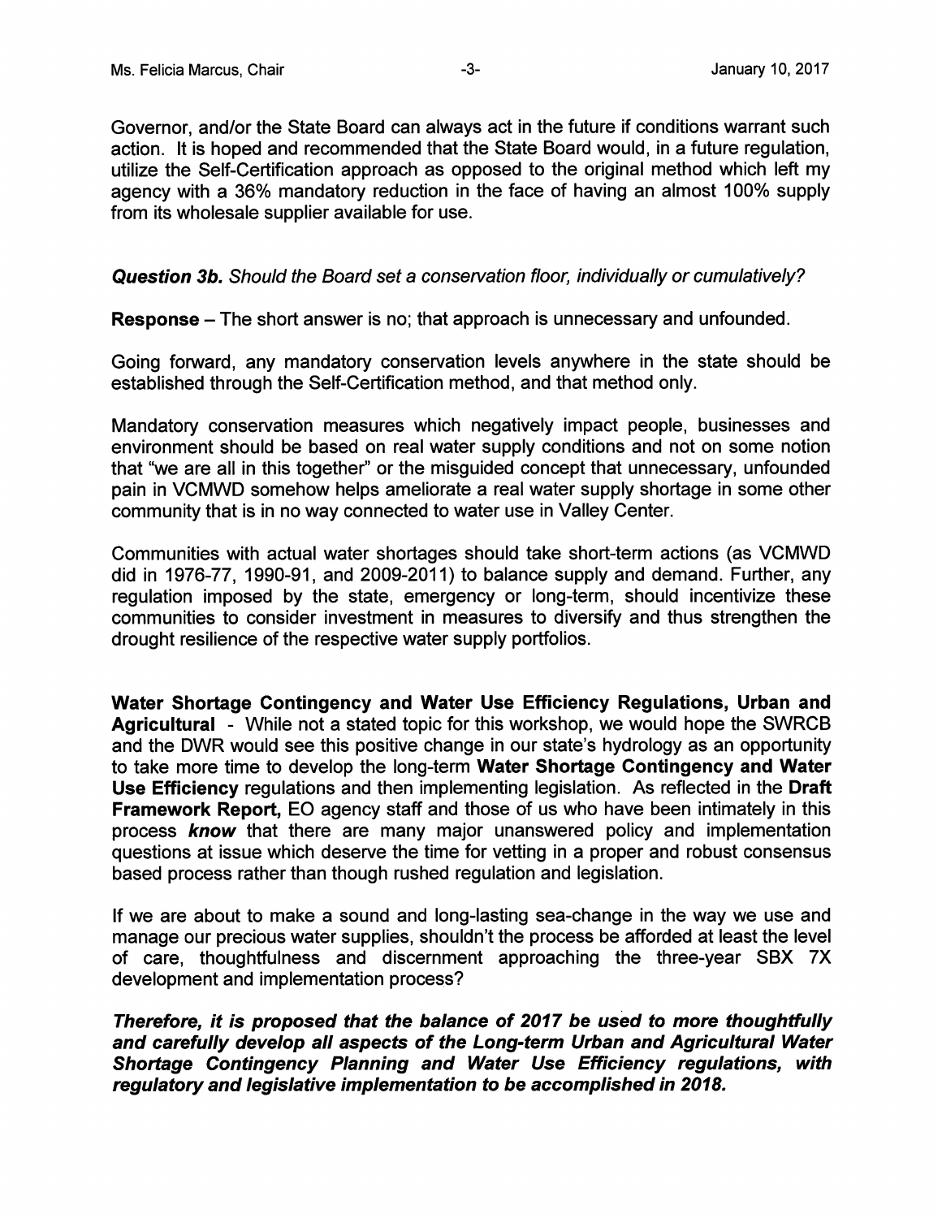Governor, and/or the State Board can always act in the future if conditions warrant such action. It is hoped and recommended that the State Board would, in a future regulation, utilize the Self-Certification approach as opposed to the original method which left my agency with a 36% mandatory reduction in the face of having an almost 100% supply from its wholesale supplier available for use.

***Question 3b.*** *Should the Board set a conservation floor, individually or cumulatively?*

**Response** – The short answer is no; that approach is unnecessary and unfounded.

Going forward, any mandatory conservation levels anywhere in the state should be established through the Self-Certification method, and that method only.

Mandatory conservation measures which negatively impact people, businesses and environment should be based on real water supply conditions and not on some notion that "we are all in this together" or the misguided concept that unnecessary, unfounded pain in VCMWD somehow helps ameliorate a real water supply shortage in some other community that is in no way connected to water use in Valley Center.

Communities with actual water shortages should take short-term actions (as VCMWD did in 1976-77, 1990-91, and 2009-2011) to balance supply and demand. Further, any regulation imposed by the state, emergency or long-term, should incentivize these communities to consider investment in measures to diversify and thus strengthen the drought resilience of the respective water supply portfolios.

**Water Shortage Contingency and Water Use Efficiency Regulations, Urban and Agricultural** - While not a stated topic for this workshop, we would hope the SWRCB and the DWR would see this positive change in our state's hydrology as an opportunity to take more time to develop the long-term **Water Shortage Contingency and Water Use Efficiency** regulations and then implementing legislation. As reflected in the **Draft Framework Report,** EO agency staff and those of us who have been intimately in this process ***know*** that there are many major unanswered policy and implementation questions at issue which deserve the time for vetting in a proper and robust consensus based process rather than though rushed regulation and legislation.

If we are about to make a sound and long-lasting sea-change in the way we use and manage our precious water supplies, shouldn't the process be afforded at least the level of care, thoughtfulness and discernment approaching the three-year SBX 7X development and implementation process?

***Therefore, it is proposed that the balance of 2017 be used to more thoughtfully and carefully develop all aspects of the Long-term Urban and Agricultural Water Shortage Contingency Planning and Water Use Efficiency regulations, with regulatory and legislative implementation to be accomplished in 2018.***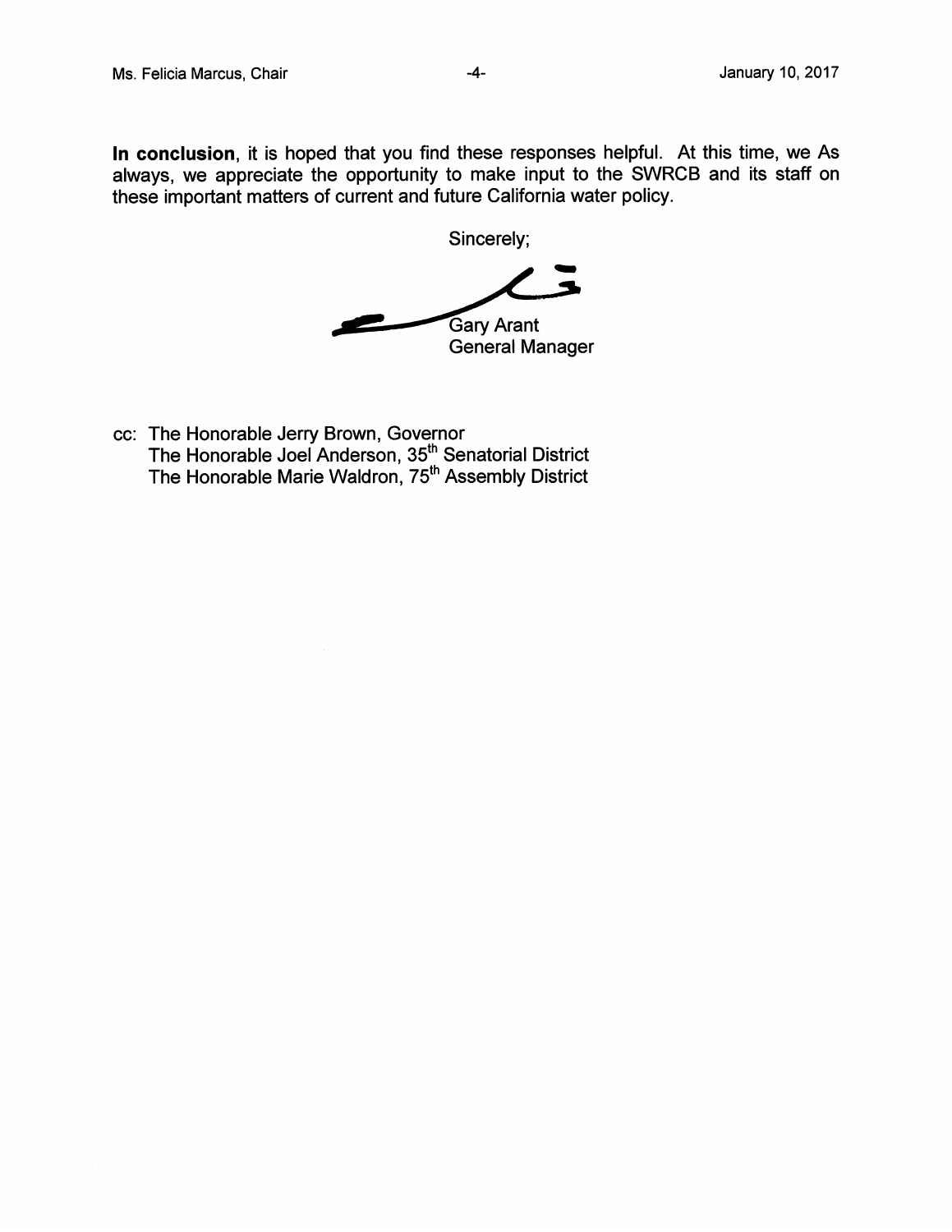**In conclusion**, it is hoped that you find these responses helpful. At this time, we As always, we appreciate the opportunity to make input to the SWRCB and its staff on these important matters of current and future California water policy.

Sincerely;

Gary Arant
General Manager

cc: The Honorable Jerry Brown, Governor
The Honorable Joel Anderson, 35th Senatorial District
The Honorable Marie Waldron, 75th Assembly District